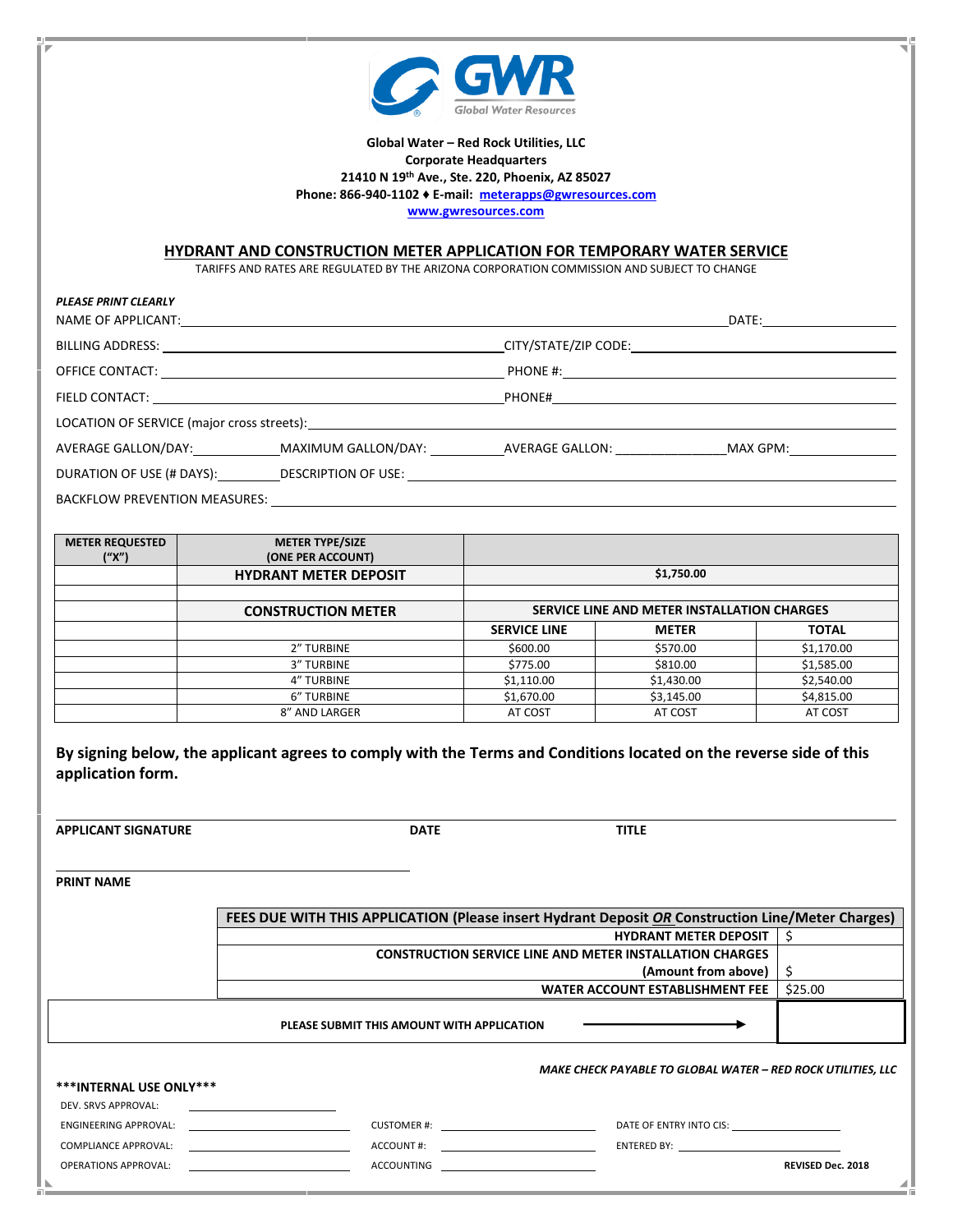**Global Water – Red Rock Utilities, LLC**
**Corporate Headquarters**
**21410 N 19th Ave., Ste. 220, Phoenix, AZ 85027**
**Phone: 866-940-1102 ♦ E-mail: meterapps@gwresources.com**
**www.gwresources.com**

## HYDRANT AND CONSTRUCTION METER APPLICATION FOR TEMPORARY WATER SERVICE

TARIFFS AND RATES ARE REGULATED BY THE ARIZONA CORPORATION COMMISSION AND SUBJECT TO CHANGE

***PLEASE PRINT CLEARLY***

NAME OF APPLICANT: ______________________________ DATE: ____________

BILLING ADDRESS: ______________________________ CITY/STATE/ZIP CODE: ______________________________

OFFICE CONTACT: ______________________________ PHONE #: ______________________________

FIELD CONTACT: ______________________________ PHONE# ______________________________

LOCATION OF SERVICE (major cross streets): ______________________________

AVERAGE GALLON/DAY: __________ MAXIMUM GALLON/DAY: __________ AVERAGE GALLON: __________ MAX GPM: __________

DURATION OF USE (# DAYS): __________ DESCRIPTION OF USE: ______________________________

BACKFLOW PREVENTION MEASURES: ______________________________

| METER REQUESTED ("X") | METER TYPE/SIZE (ONE PER ACCOUNT) | | | |
|---|---|---|---|---|
| | **HYDRANT METER DEPOSIT** | **$1,750.00** | | |
| | | | | |
| | **CONSTRUCTION METER** | **SERVICE LINE AND METER INSTALLATION CHARGES** | | |
| | | **SERVICE LINE** | **METER** | **TOTAL** |
| | 2" TURBINE | $600.00 | $570.00 | $1,170.00 |
| | 3" TURBINE | $775.00 | $810.00 | $1,585.00 |
| | 4" TURBINE | $1,110.00 | $1,430.00 | $2,540.00 |
| | 6" TURBINE | $1,670.00 | $3,145.00 | $4,815.00 |
| | 8" AND LARGER | AT COST | AT COST | AT COST |

**By signing below, the applicant agrees to comply with the Terms and Conditions located on the reverse side of this application form.**

______________________________

**APPLICANT SIGNATURE** **DATE** **TITLE**

______________________________

**PRINT NAME**

| FEES DUE WITH THIS APPLICATION (Please insert Hydrant Deposit *OR* Construction Line/Meter Charges) | |
|---|---|
| **HYDRANT METER DEPOSIT** | $ |
| **CONSTRUCTION SERVICE LINE AND METER INSTALLATION CHARGES (Amount from above)** | $ |
| **WATER ACCOUNT ESTABLISHMENT FEE** | $25.00 |
| **PLEASE SUBMIT THIS AMOUNT WITH APPLICATION** → | |

***MAKE CHECK PAYABLE TO GLOBAL WATER – RED ROCK UTILITIES, LLC***

**\*\*\*INTERNAL USE ONLY\*\*\***

DEV. SRVS APPROVAL: ______________

ENGINEERING APPROVAL: ______________ CUSTOMER #: ______________ DATE OF ENTRY INTO CIS: ______________

COMPLIANCE APPROVAL: ______________ ACCOUNT #: ______________ ENTERED BY: ______________

OPERATIONS APPROVAL: ______________ ACCOUNTING ______________

**REVISED Dec. 2018**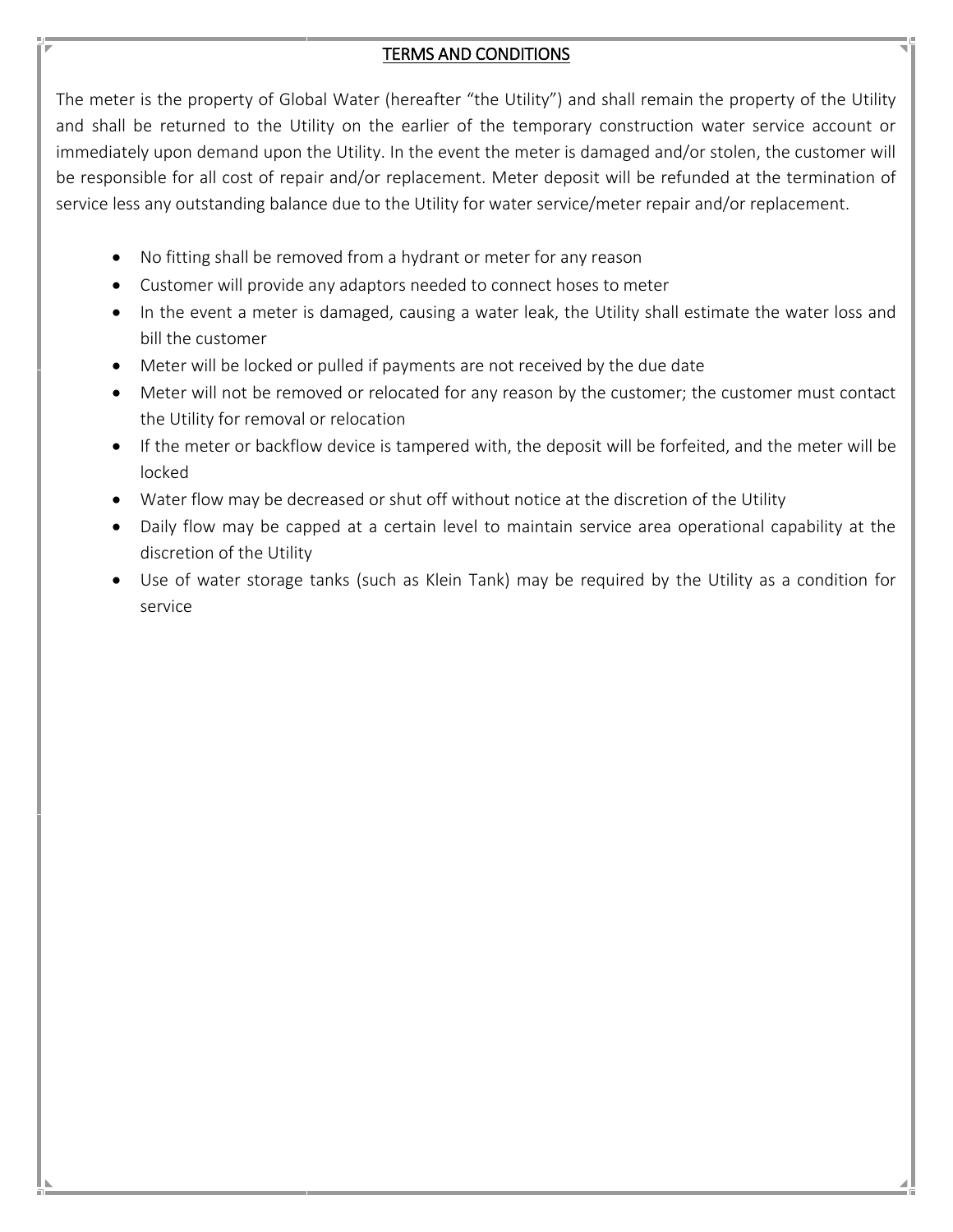## TERMS AND CONDITIONS

The meter is the property of Global Water (hereafter "the Utility") and shall remain the property of the Utility and shall be returned to the Utility on the earlier of the temporary construction water service account or immediately upon demand upon the Utility. In the event the meter is damaged and/or stolen, the customer will be responsible for all cost of repair and/or replacement. Meter deposit will be refunded at the termination of service less any outstanding balance due to the Utility for water service/meter repair and/or replacement.

- No fitting shall be removed from a hydrant or meter for any reason
- Customer will provide any adaptors needed to connect hoses to meter
- In the event a meter is damaged, causing a water leak, the Utility shall estimate the water loss and bill the customer
- Meter will be locked or pulled if payments are not received by the due date
- Meter will not be removed or relocated for any reason by the customer; the customer must contact the Utility for removal or relocation
- If the meter or backflow device is tampered with, the deposit will be forfeited, and the meter will be locked
- Water flow may be decreased or shut off without notice at the discretion of the Utility
- Daily flow may be capped at a certain level to maintain service area operational capability at the discretion of the Utility
- Use of water storage tanks (such as Klein Tank) may be required by the Utility as a condition for service